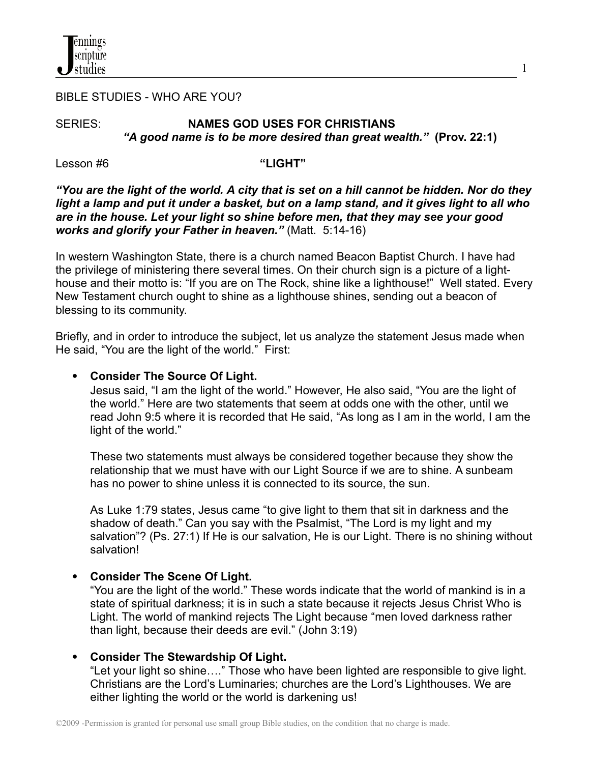BIBLE STUDIES - WHO ARE YOU?

SERIES: **NAMES GOD USES FOR CHRISTIANS**
***"A good name is to be more desired than great wealth."*** **(Prov. 22:1)**

Lesson #6 **"LIGHT"**

***"You are the light of the world. A city that is set on a hill cannot be hidden. Nor do they light a lamp and put it under a basket, but on a lamp stand, and it gives light to all who are in the house. Let your light so shine before men, that they may see your good works and glorify your Father in heaven."*** (Matt. 5:14-16)

In western Washington State, there is a church named Beacon Baptist Church. I have had the privilege of ministering there several times. On their church sign is a picture of a light-house and their motto is: "If you are on The Rock, shine like a lighthouse!" Well stated. Every New Testament church ought to shine as a lighthouse shines, sending out a beacon of blessing to its community.

Briefly, and in order to introduce the subject, let us analyze the statement Jesus made when He said, "You are the light of the world." First:

- **Consider The Source Of Light.**
  Jesus said, "I am the light of the world." However, He also said, "You are the light of the world." Here are two statements that seem at odds one with the other, until we read John 9:5 where it is recorded that He said, "As long as I am in the world, I am the light of the world."

  These two statements must always be considered together because they show the relationship that we must have with our Light Source if we are to shine. A sunbeam has no power to shine unless it is connected to its source, the sun.

  As Luke 1:79 states, Jesus came "to give light to them that sit in darkness and the shadow of death." Can you say with the Psalmist, "The Lord is my light and my salvation"? (Ps. 27:1) If He is our salvation, He is our Light. There is no shining without salvation!

- **Consider The Scene Of Light.**
  "You are the light of the world." These words indicate that the world of mankind is in a state of spiritual darkness; it is in such a state because it rejects Jesus Christ Who is Light. The world of mankind rejects The Light because "men loved darkness rather than light, because their deeds are evil." (John 3:19)

- **Consider The Stewardship Of Light.**
  "Let your light so shine…." Those who have been lighted are responsible to give light. Christians are the Lord's Luminaries; churches are the Lord's Lighthouses. We are either lighting the world or the world is darkening us!

©2009 -Permission is granted for personal use small group Bible studies, on the condition that no charge is made.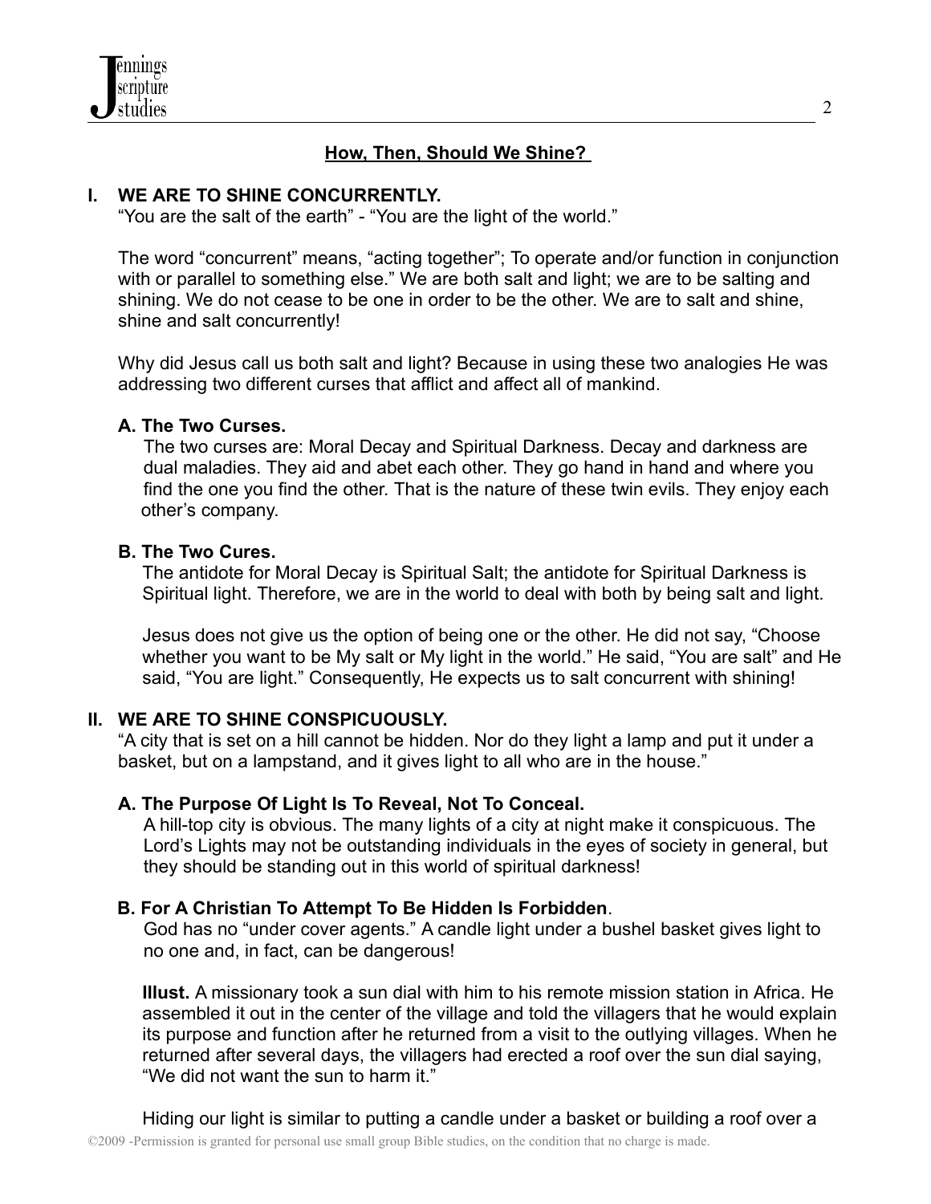## How, Then, Should We Shine?

### I. WE ARE TO SHINE CONCURRENTLY.

"You are the salt of the earth" - "You are the light of the world."

The word "concurrent" means, "acting together"; To operate and/or function in conjunction with or parallel to something else." We are both salt and light; we are to be salting and shining. We do not cease to be one in order to be the other. We are to salt and shine, shine and salt concurrently!

Why did Jesus call us both salt and light? Because in using these two analogies He was addressing two different curses that afflict and affect all of mankind.

#### A. The Two Curses.

The two curses are: Moral Decay and Spiritual Darkness. Decay and darkness are dual maladies. They aid and abet each other. They go hand in hand and where you find the one you find the other. That is the nature of these twin evils. They enjoy each other's company.

#### B. The Two Cures.

The antidote for Moral Decay is Spiritual Salt; the antidote for Spiritual Darkness is Spiritual light. Therefore, we are in the world to deal with both by being salt and light.

Jesus does not give us the option of being one or the other. He did not say, "Choose whether you want to be My salt or My light in the world." He said, "You are salt" and He said, "You are light." Consequently, He expects us to salt concurrent with shining!

### II. WE ARE TO SHINE CONSPICUOUSLY.

"A city that is set on a hill cannot be hidden. Nor do they light a lamp and put it under a basket, but on a lampstand, and it gives light to all who are in the house."

#### A. The Purpose Of Light Is To Reveal, Not To Conceal.

A hill-top city is obvious. The many lights of a city at night make it conspicuous. The Lord's Lights may not be outstanding individuals in the eyes of society in general, but they should be standing out in this world of spiritual darkness!

#### B. For A Christian To Attempt To Be Hidden Is Forbidden.

God has no "under cover agents." A candle light under a bushel basket gives light to no one and, in fact, can be dangerous!

**Illust.** A missionary took a sun dial with him to his remote mission station in Africa. He assembled it out in the center of the village and told the villagers that he would explain its purpose and function after he returned from a visit to the outlying villages. When he returned after several days, the villagers had erected a roof over the sun dial saying, "We did not want the sun to harm it."

Hiding our light is similar to putting a candle under a basket or building a roof over a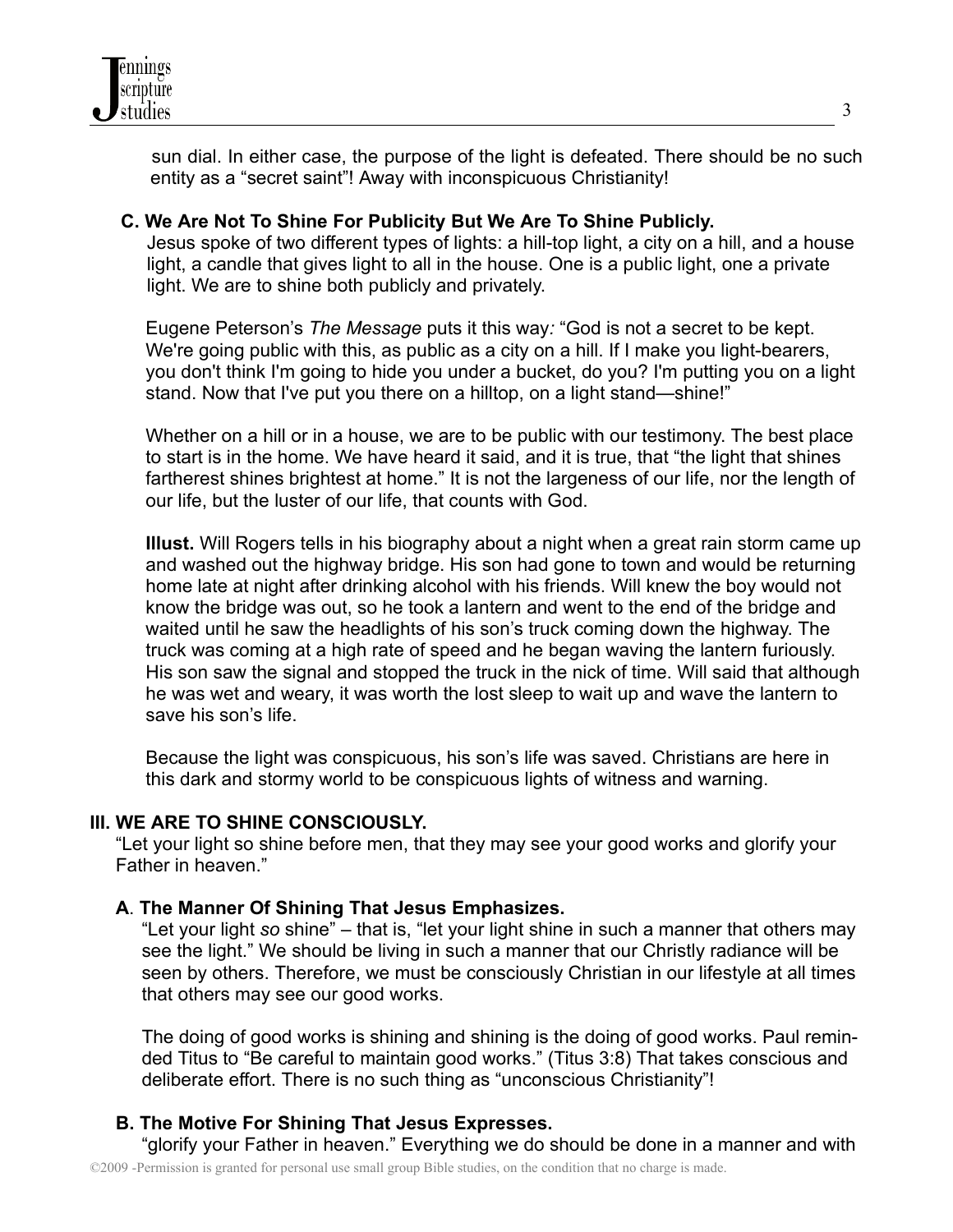sun dial. In either case, the purpose of the light is defeated. There should be no such entity as a "secret saint"! Away with inconspicuous Christianity!

### C. We Are Not To Shine For Publicity But We Are To Shine Publicly.

Jesus spoke of two different types of lights: a hill-top light, a city on a hill, and a house light, a candle that gives light to all in the house. One is a public light, one a private light. We are to shine both publicly and privately.

Eugene Peterson's *The Message* puts it this way*:* "God is not a secret to be kept. We're going public with this, as public as a city on a hill. If I make you light-bearers, you don't think I'm going to hide you under a bucket, do you? I'm putting you on a light stand. Now that I've put you there on a hilltop, on a light stand—shine!"

Whether on a hill or in a house, we are to be public with our testimony. The best place to start is in the home. We have heard it said, and it is true, that "the light that shines fartherest shines brightest at home." It is not the largeness of our life, nor the length of our life, but the luster of our life, that counts with God.

**Illust.** Will Rogers tells in his biography about a night when a great rain storm came up and washed out the highway bridge. His son had gone to town and would be returning home late at night after drinking alcohol with his friends. Will knew the boy would not know the bridge was out, so he took a lantern and went to the end of the bridge and waited until he saw the headlights of his son's truck coming down the highway. The truck was coming at a high rate of speed and he began waving the lantern furiously. His son saw the signal and stopped the truck in the nick of time. Will said that although he was wet and weary, it was worth the lost sleep to wait up and wave the lantern to save his son's life.

Because the light was conspicuous, his son's life was saved. Christians are here in this dark and stormy world to be conspicuous lights of witness and warning.

## III. WE ARE TO SHINE CONSCIOUSLY.

"Let your light so shine before men, that they may see your good works and glorify your Father in heaven."

### A. The Manner Of Shining That Jesus Emphasizes.

"Let your light *so* shine" – that is, "let your light shine in such a manner that others may see the light." We should be living in such a manner that our Christly radiance will be seen by others. Therefore, we must be consciously Christian in our lifestyle at all times that others may see our good works.

The doing of good works is shining and shining is the doing of good works. Paul reminded Titus to "Be careful to maintain good works." (Titus 3:8) That takes conscious and deliberate effort. There is no such thing as "unconscious Christianity"!

### B. The Motive For Shining That Jesus Expresses.

"glorify your Father in heaven." Everything we do should be done in a manner and with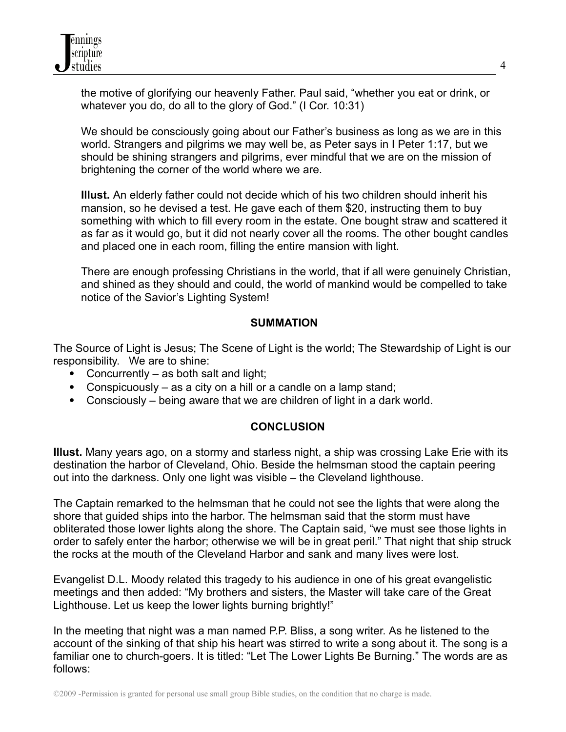the motive of glorifying our heavenly Father. Paul said, "whether you eat or drink, or whatever you do, do all to the glory of God." (I Cor. 10:31)

We should be consciously going about our Father's business as long as we are in this world. Strangers and pilgrims we may well be, as Peter says in I Peter 1:17, but we should be shining strangers and pilgrims, ever mindful that we are on the mission of brightening the corner of the world where we are.

**Illust.** An elderly father could not decide which of his two children should inherit his mansion, so he devised a test. He gave each of them $20, instructing them to buy something with which to fill every room in the estate. One bought straw and scattered it as far as it would go, but it did not nearly cover all the rooms. The other bought candles and placed one in each room, filling the entire mansion with light.

There are enough professing Christians in the world, that if all were genuinely Christian, and shined as they should and could, the world of mankind would be compelled to take notice of the Savior's Lighting System!

## SUMMATION

The Source of Light is Jesus; The Scene of Light is the world; The Stewardship of Light is our responsibility. We are to shine:

- Concurrently – as both salt and light;
- Conspicuously – as a city on a hill or a candle on a lamp stand;
- Consciously – being aware that we are children of light in a dark world.

## CONCLUSION

**Illust.** Many years ago, on a stormy and starless night, a ship was crossing Lake Erie with its destination the harbor of Cleveland, Ohio. Beside the helmsman stood the captain peering out into the darkness. Only one light was visible – the Cleveland lighthouse.

The Captain remarked to the helmsman that he could not see the lights that were along the shore that guided ships into the harbor. The helmsman said that the storm must have obliterated those lower lights along the shore. The Captain said, "we must see those lights in order to safely enter the harbor; otherwise we will be in great peril." That night that ship struck the rocks at the mouth of the Cleveland Harbor and sank and many lives were lost.

Evangelist D.L. Moody related this tragedy to his audience in one of his great evangelistic meetings and then added: "My brothers and sisters, the Master will take care of the Great Lighthouse. Let us keep the lower lights burning brightly!"

In the meeting that night was a man named P.P. Bliss, a song writer. As he listened to the account of the sinking of that ship his heart was stirred to write a song about it. The song is a familiar one to church-goers. It is titled: "Let The Lower Lights Be Burning." The words are as follows: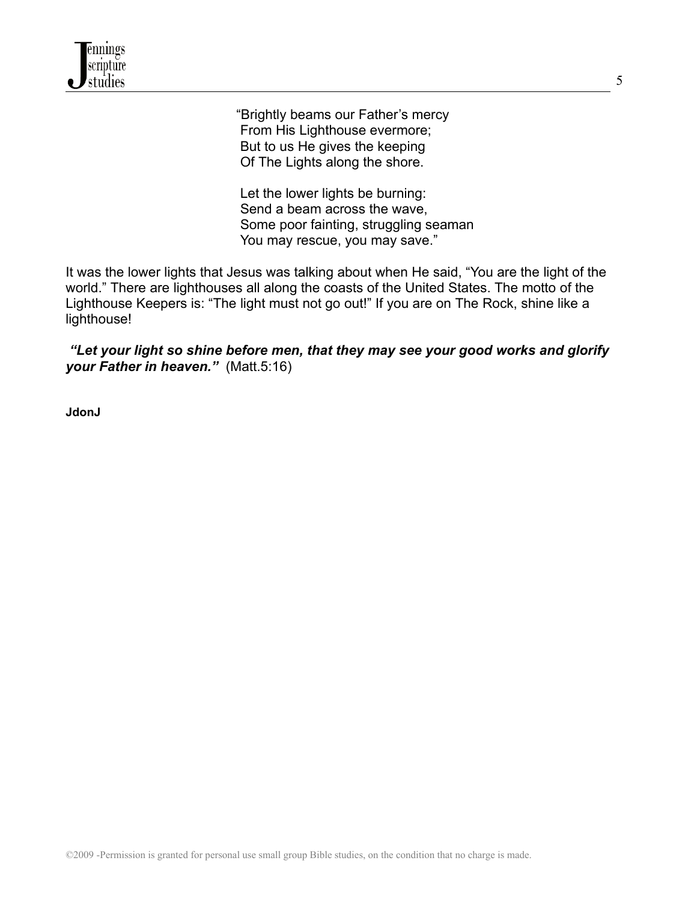"Brightly beams our Father's mercy
From His Lighthouse evermore;
But to us He gives the keeping
Of The Lights along the shore.

Let the lower lights be burning:
Send a beam across the wave,
Some poor fainting, struggling seaman
You may rescue, you may save."

It was the lower lights that Jesus was talking about when He said, "You are the light of the world." There are lighthouses all along the coasts of the United States. The motto of the Lighthouse Keepers is: "The light must not go out!" If you are on The Rock, shine like a lighthouse!

***"Let your light so shine before men, that they may see your good works and glorify your Father in heaven."*** (Matt.5:16)

**JdonJ**

©2009 -Permission is granted for personal use small group Bible studies, on the condition that no charge is made.